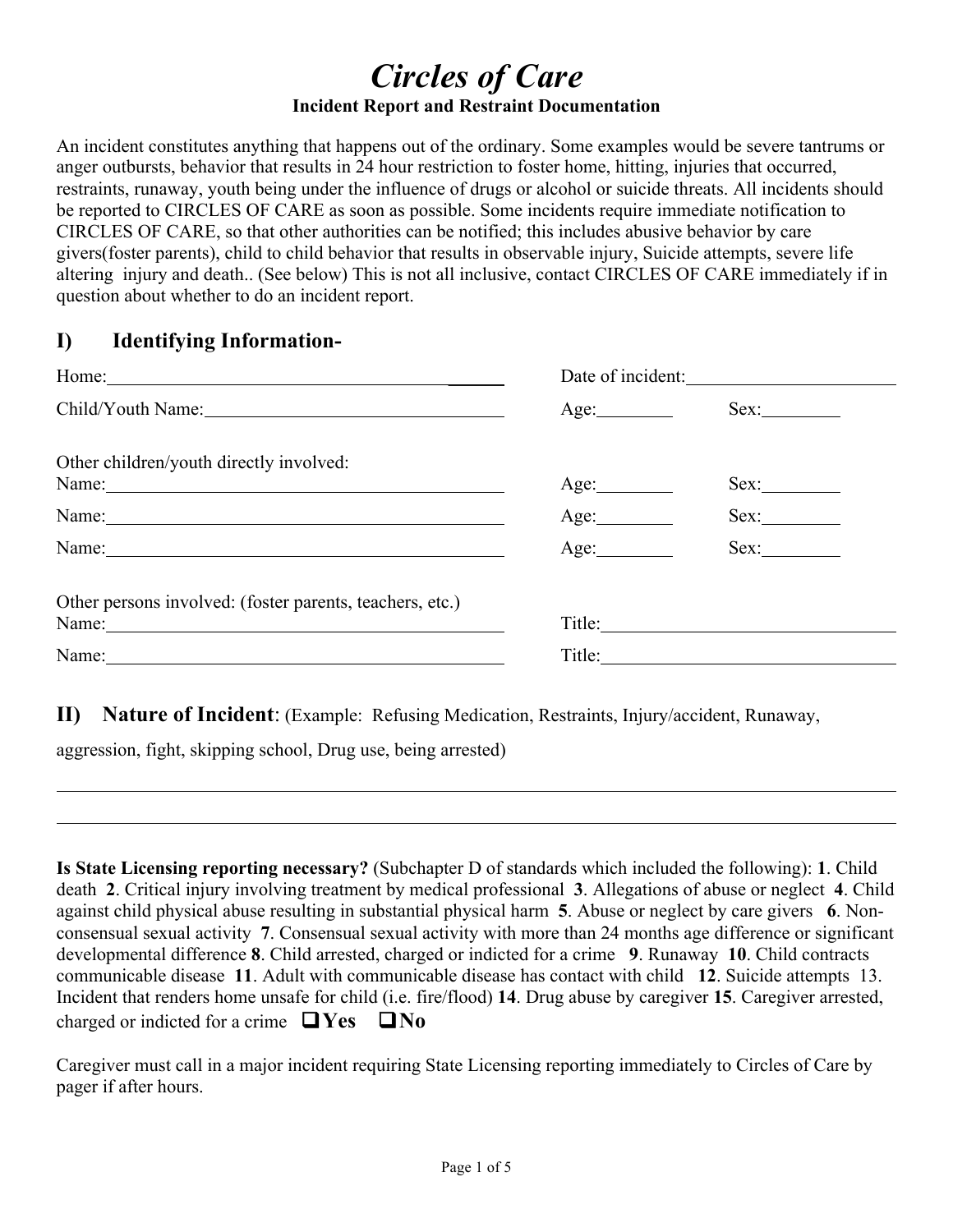# *Circles of Care*

**Incident Report and Restraint Documentation**

An incident constitutes anything that happens out of the ordinary. Some examples would be severe tantrums or anger outbursts, behavior that results in 24 hour restriction to foster home, hitting, injuries that occurred, restraints, runaway, youth being under the influence of drugs or alcohol or suicide threats. All incidents should be reported to CIRCLES OF CARE as soon as possible. Some incidents require immediate notification to CIRCLES OF CARE, so that other authorities can be notified; this includes abusive behavior by care givers(foster parents), child to child behavior that results in observable injury, Suicide attempts, severe life altering injury and death.. (See below) This is not all inclusive, contact CIRCLES OF CARE immediately if in question about whether to do an incident report.

## I) Identifying Information-

Home:_________________________________________ Date of incident:______________________

Child/Youth Name:______________________________ Age:________ Sex:________

Other children/youth directly involved:

Name:_________________________________________ Age:________ Sex:________

Name:_________________________________________ Age:________ Sex:________

Name:_________________________________________ Age:________ Sex:________

Other persons involved: (foster parents, teachers, etc.)

Name:_________________________________________ Title:______________________________

Name:_________________________________________ Title:______________________________

## II) Nature of Incident: (Example: Refusing Medication, Restraints, Injury/accident, Runaway, aggression, fight, skipping school, Drug use, being arrested)

_____________________________________________________________________________________

_____________________________________________________________________________________

**Is State Licensing reporting necessary?** (Subchapter D of standards which included the following): **1**. Child death **2**. Critical injury involving treatment by medical professional **3**. Allegations of abuse or neglect **4**. Child against child physical abuse resulting in substantial physical harm **5**. Abuse or neglect by care givers **6**. Non-consensual sexual activity **7**. Consensual sexual activity with more than 24 months age difference or significant developmental difference **8**. Child arrested, charged or indicted for a crime **9**. Runaway **10**. Child contracts communicable disease **11**. Adult with communicable disease has contact with child **12**. Suicide attempts 13. Incident that renders home unsafe for child (i.e. fire/flood) **14**. Drug abuse by caregiver **15**. Caregiver arrested, charged or indicted for a crime ☐ **Yes** ☐ **No**

Caregiver must call in a major incident requiring State Licensing reporting immediately to Circles of Care by pager if after hours.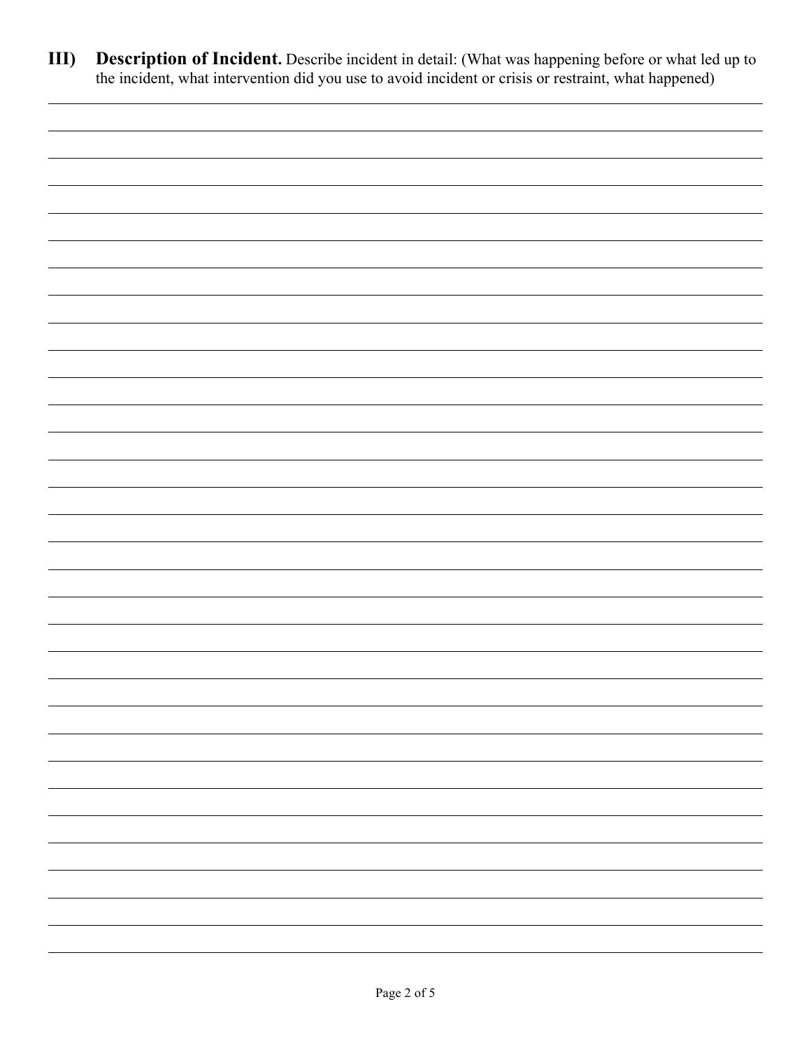## III) Description of Incident.

Describe incident in detail: (What was happening before or what led up to the incident, what intervention did you use to avoid incident or crisis or restraint, what happened)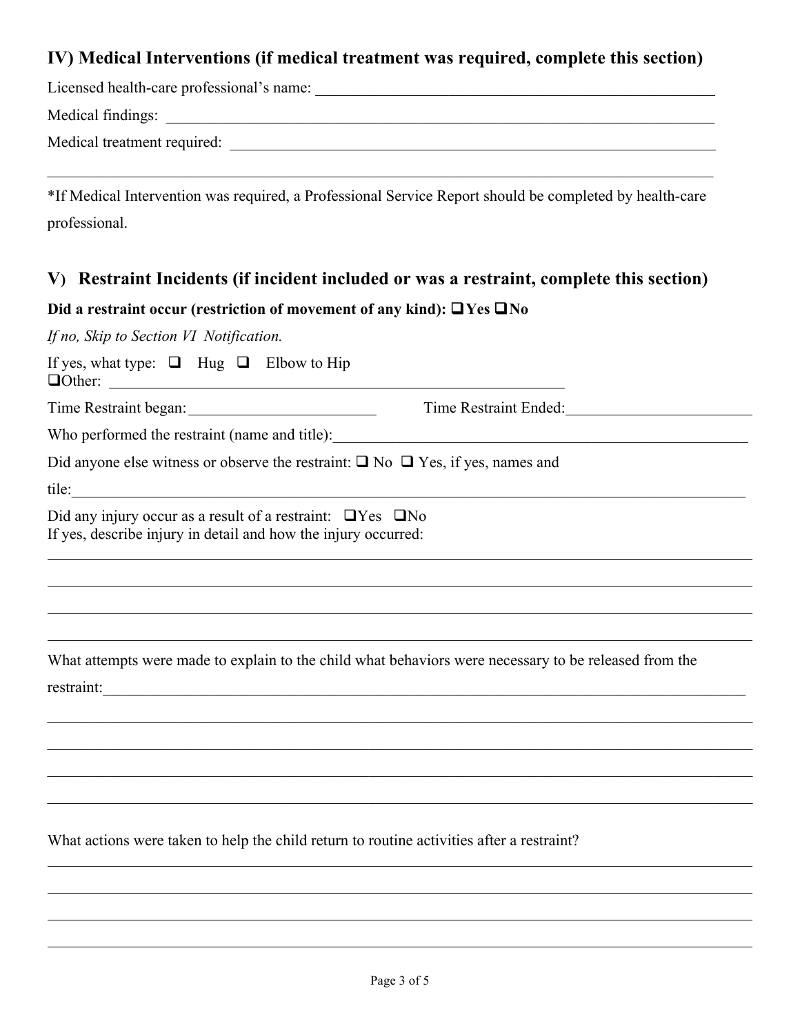## IV) Medical Interventions (if medical treatment was required, complete this section)

Licensed health-care professional's name: ___________________________________________________

Medical findings: ___________________________________________________________________

Medical treatment required: ___________________________________________________________

_______________________________________________________________________________

*If Medical Intervention was required, a Professional Service Report should be completed by health-care professional.

## V) Restraint Incidents (if incident included or was a restraint, complete this section)

**Did a restraint occur (restriction of movement of any kind): ❑Yes ❑No**

*If no, Skip to Section VI Notification.*

If yes, what type: ❑ Hug ❑ Elbow to Hip
❑Other: ________________________________________________________

Time Restraint began: ______________________ Time Restraint Ended: ______________________

Who performed the restraint (name and title): ___________________________________________________

Did anyone else witness or observe the restraint: ❑ No ❑ Yes, if yes, names and

tile: _______________________________________________________________________________

Did any injury occur as a result of a restraint: ❑Yes ❑No
If yes, describe injury in detail and how the injury occurred:

_______________________________________________________________________________

_______________________________________________________________________________

_______________________________________________________________________________

_______________________________________________________________________________

What attempts were made to explain to the child what behaviors were necessary to be released from the restraint: _____________________________________________________________________

_______________________________________________________________________________

_______________________________________________________________________________

_______________________________________________________________________________

_______________________________________________________________________________

What actions were taken to help the child return to routine activities after a restraint?

_______________________________________________________________________________

_______________________________________________________________________________

_______________________________________________________________________________

_______________________________________________________________________________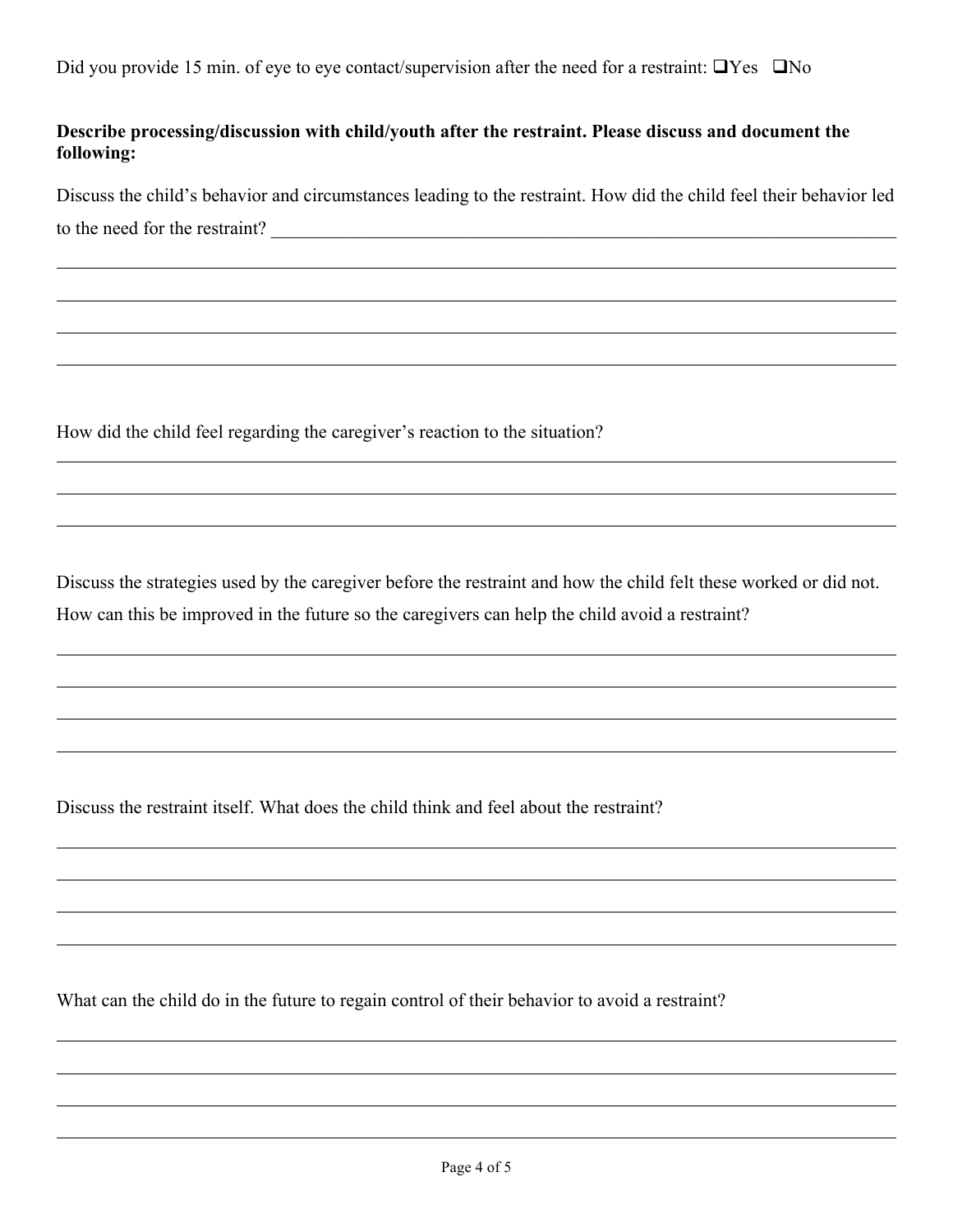Did you provide 15 min. of eye to eye contact/supervision after the need for a restraint: ☐Yes ☐No

**Describe processing/discussion with child/youth after the restraint. Please discuss and document the following:**

Discuss the child's behavior and circumstances leading to the restraint. How did the child feel their behavior led to the need for the restraint? ____________________________________________

____________________________________________

____________________________________________

____________________________________________

____________________________________________

How did the child feel regarding the caregiver's reaction to the situation?

____________________________________________

____________________________________________

____________________________________________

Discuss the strategies used by the caregiver before the restraint and how the child felt these worked or did not. How can this be improved in the future so the caregivers can help the child avoid a restraint?

____________________________________________

____________________________________________

____________________________________________

____________________________________________

Discuss the restraint itself. What does the child think and feel about the restraint?

____________________________________________

____________________________________________

____________________________________________

____________________________________________

What can the child do in the future to regain control of their behavior to avoid a restraint?

____________________________________________

____________________________________________

____________________________________________

____________________________________________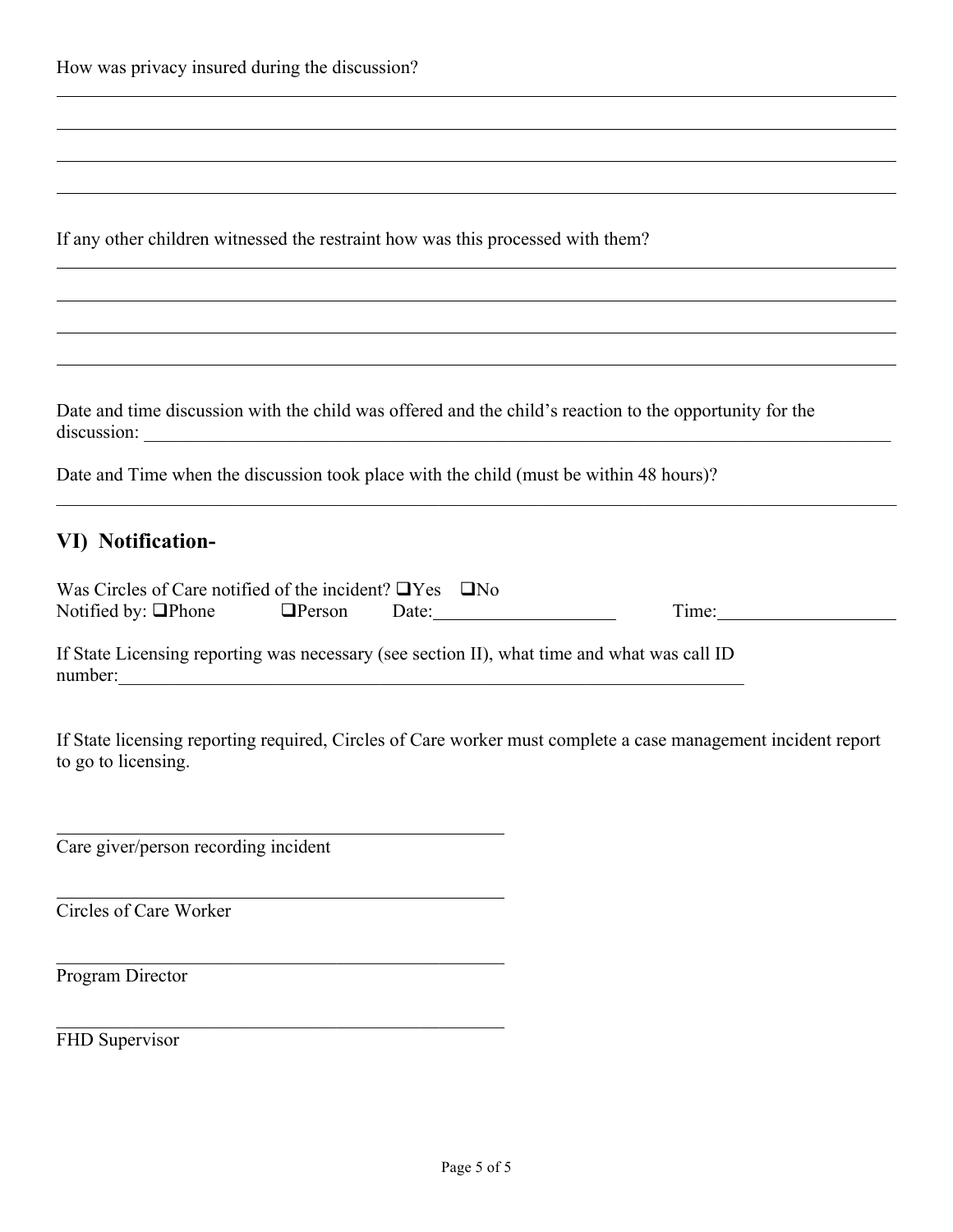How was privacy insured during the discussion?

\_\_\_\_\_\_\_\_\_\_\_\_\_\_\_\_\_\_\_\_\_\_\_\_\_\_\_\_\_\_\_\_\_\_\_\_\_\_\_\_\_\_\_\_\_\_\_\_\_\_\_\_\_\_\_\_\_\_\_\_\_\_\_\_\_\_\_\_\_\_\_\_\_\_\_\_\_\_

\_\_\_\_\_\_\_\_\_\_\_\_\_\_\_\_\_\_\_\_\_\_\_\_\_\_\_\_\_\_\_\_\_\_\_\_\_\_\_\_\_\_\_\_\_\_\_\_\_\_\_\_\_\_\_\_\_\_\_\_\_\_\_\_\_\_\_\_\_\_\_\_\_\_\_\_\_\_

\_\_\_\_\_\_\_\_\_\_\_\_\_\_\_\_\_\_\_\_\_\_\_\_\_\_\_\_\_\_\_\_\_\_\_\_\_\_\_\_\_\_\_\_\_\_\_\_\_\_\_\_\_\_\_\_\_\_\_\_\_\_\_\_\_\_\_\_\_\_\_\_\_\_\_\_\_\_

\_\_\_\_\_\_\_\_\_\_\_\_\_\_\_\_\_\_\_\_\_\_\_\_\_\_\_\_\_\_\_\_\_\_\_\_\_\_\_\_\_\_\_\_\_\_\_\_\_\_\_\_\_\_\_\_\_\_\_\_\_\_\_\_\_\_\_\_\_\_\_\_\_\_\_\_\_\_

If any other children witnessed the restraint how was this processed with them?

\_\_\_\_\_\_\_\_\_\_\_\_\_\_\_\_\_\_\_\_\_\_\_\_\_\_\_\_\_\_\_\_\_\_\_\_\_\_\_\_\_\_\_\_\_\_\_\_\_\_\_\_\_\_\_\_\_\_\_\_\_\_\_\_\_\_\_\_\_\_\_\_\_\_\_\_\_\_

\_\_\_\_\_\_\_\_\_\_\_\_\_\_\_\_\_\_\_\_\_\_\_\_\_\_\_\_\_\_\_\_\_\_\_\_\_\_\_\_\_\_\_\_\_\_\_\_\_\_\_\_\_\_\_\_\_\_\_\_\_\_\_\_\_\_\_\_\_\_\_\_\_\_\_\_\_\_

\_\_\_\_\_\_\_\_\_\_\_\_\_\_\_\_\_\_\_\_\_\_\_\_\_\_\_\_\_\_\_\_\_\_\_\_\_\_\_\_\_\_\_\_\_\_\_\_\_\_\_\_\_\_\_\_\_\_\_\_\_\_\_\_\_\_\_\_\_\_\_\_\_\_\_\_\_\_

\_\_\_\_\_\_\_\_\_\_\_\_\_\_\_\_\_\_\_\_\_\_\_\_\_\_\_\_\_\_\_\_\_\_\_\_\_\_\_\_\_\_\_\_\_\_\_\_\_\_\_\_\_\_\_\_\_\_\_\_\_\_\_\_\_\_\_\_\_\_\_\_\_\_\_\_\_\_

Date and time discussion with the child was offered and the child's reaction to the opportunity for the discussion: \_\_\_\_\_\_\_\_\_\_\_\_\_\_\_\_\_\_\_\_\_\_\_\_\_\_\_\_\_\_\_\_\_\_\_\_\_\_\_\_\_\_\_\_\_\_\_\_\_\_\_\_\_\_\_\_\_\_\_\_\_\_

Date and Time when the discussion took place with the child (must be within 48 hours)?

\_\_\_\_\_\_\_\_\_\_\_\_\_\_\_\_\_\_\_\_\_\_\_\_\_\_\_\_\_\_\_\_\_\_\_\_\_\_\_\_\_\_\_\_\_\_\_\_\_\_\_\_\_\_\_\_\_\_\_\_\_\_\_\_\_\_\_\_\_\_\_\_\_\_\_\_\_\_

## VI) Notification-

Was Circles of Care notified of the incident? ☐Yes ☐No

Notified by: ☐Phone ☐Person Date:\_\_\_\_\_\_\_\_\_\_\_\_\_\_\_\_\_\_\_\_ Time:\_\_\_\_\_\_\_\_\_\_\_\_\_\_\_\_\_\_\_\_

If State Licensing reporting was necessary (see section II), what time and what was call ID number:\_\_\_\_\_\_\_\_\_\_\_\_\_\_\_\_\_\_\_\_\_\_\_\_\_\_\_\_\_\_\_\_\_\_\_\_\_\_\_\_\_\_\_\_\_\_\_\_\_\_\_\_\_\_\_\_

If State licensing reporting required, Circles of Care worker must complete a case management incident report to go to licensing.

\_\_\_\_\_\_\_\_\_\_\_\_\_\_\_\_\_\_\_\_\_\_\_\_\_\_\_\_\_\_\_\_\_\_\_\_\_\_\_\_\_\_\_\_\_\_\_\_

Care giver/person recording incident

\_\_\_\_\_\_\_\_\_\_\_\_\_\_\_\_\_\_\_\_\_\_\_\_\_\_\_\_\_\_\_\_\_\_\_\_\_\_\_\_\_\_\_\_\_\_\_\_

Circles of Care Worker

\_\_\_\_\_\_\_\_\_\_\_\_\_\_\_\_\_\_\_\_\_\_\_\_\_\_\_\_\_\_\_\_\_\_\_\_\_\_\_\_\_\_\_\_\_\_\_\_

Program Director

\_\_\_\_\_\_\_\_\_\_\_\_\_\_\_\_\_\_\_\_\_\_\_\_\_\_\_\_\_\_\_\_\_\_\_\_\_\_\_\_\_\_\_\_\_\_\_\_

FHD Supervisor